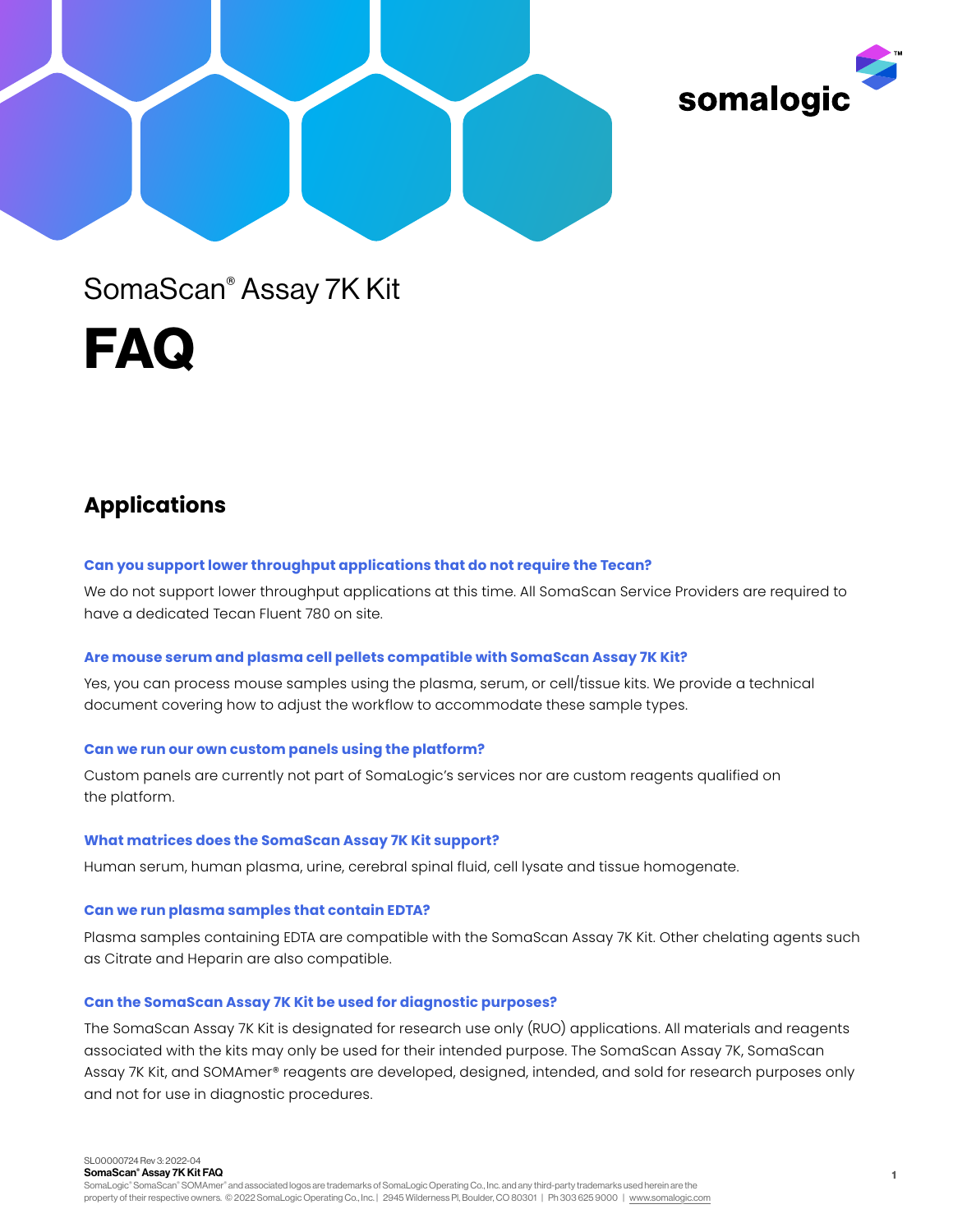SomaScan® Assay 7K Kit

# FAQ

## Applications

**Can you support lower throughput applications that do not require the Tecan?**

We do not support lower throughput applications at this time. All SomaScan Service Providers are required to have a dedicated Tecan Fluent 780 on site.

**Are mouse serum and plasma cell pellets compatible with SomaScan Assay 7K Kit?**

Yes, you can process mouse samples using the plasma, serum, or cell/tissue kits. We provide a technical document covering how to adjust the workflow to accommodate these sample types.

**Can we run our own custom panels using the platform?**

Custom panels are currently not part of SomaLogic's services nor are custom reagents qualified on the platform.

**What matrices does the SomaScan Assay 7K Kit support?**

Human serum, human plasma, urine, cerebral spinal fluid, cell lysate and tissue homogenate.

**Can we run plasma samples that contain EDTA?**

Plasma samples containing EDTA are compatible with the SomaScan Assay 7K Kit. Other chelating agents such as Citrate and Heparin are also compatible.

**Can the SomaScan Assay 7K Kit be used for diagnostic purposes?**

The SomaScan Assay 7K Kit is designated for research use only (RUO) applications. All materials and reagents associated with the kits may only be used for their intended purpose. The SomaScan Assay 7K, SomaScan Assay 7K Kit, and SOMAmer® reagents are developed, designed, intended, and sold for research purposes only and not for use in diagnostic procedures.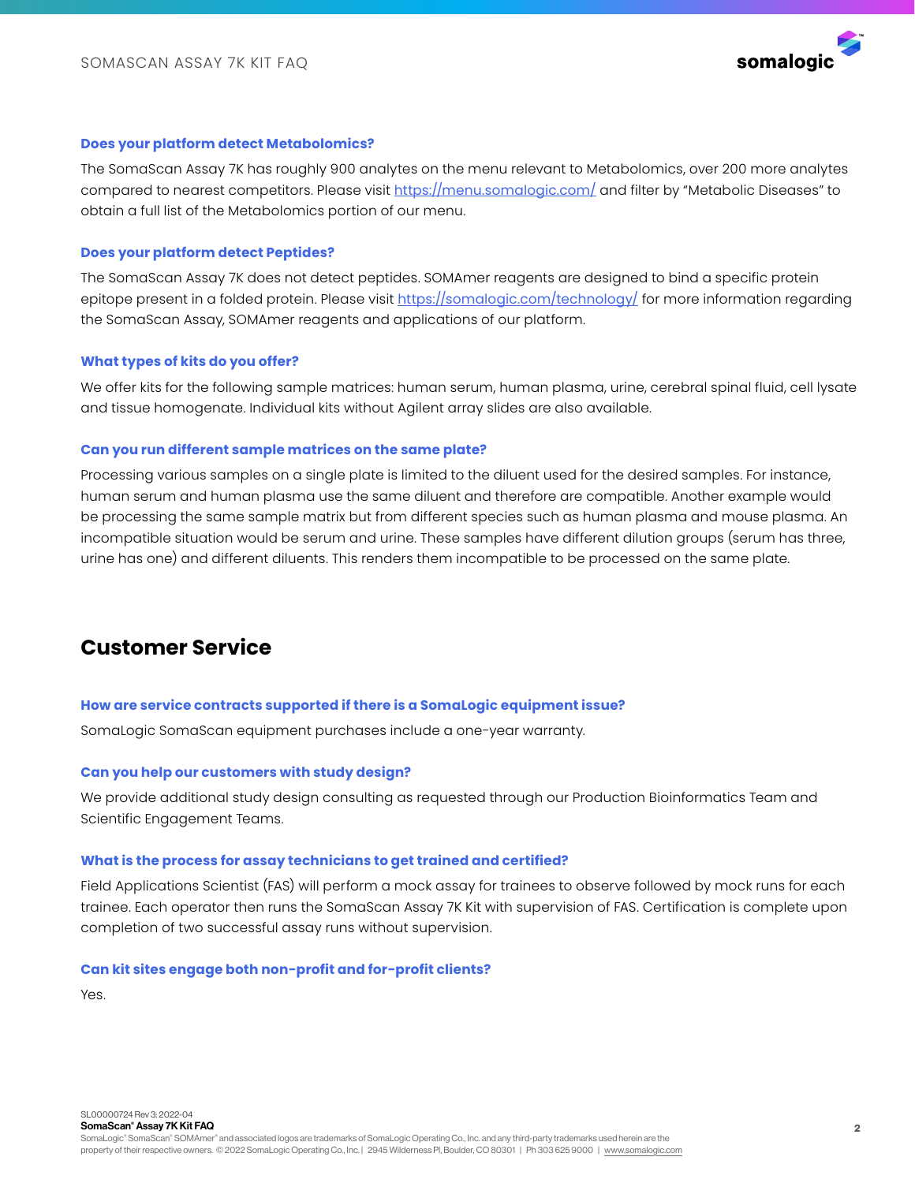### Does your platform detect Metabolomics?

The SomaScan Assay 7K has roughly 900 analytes on the menu relevant to Metabolomics, over 200 more analytes compared to nearest competitors. Please visit https://menu.somalogic.com/ and filter by "Metabolic Diseases" to obtain a full list of the Metabolomics portion of our menu.

### Does your platform detect Peptides?

The SomaScan Assay 7K does not detect peptides. SOMAmer reagents are designed to bind a specific protein epitope present in a folded protein. Please visit https://somalogic.com/technology/ for more information regarding the SomaScan Assay, SOMAmer reagents and applications of our platform.

### What types of kits do you offer?

We offer kits for the following sample matrices: human serum, human plasma, urine, cerebral spinal fluid, cell lysate and tissue homogenate. Individual kits without Agilent array slides are also available.

### Can you run different sample matrices on the same plate?

Processing various samples on a single plate is limited to the diluent used for the desired samples. For instance, human serum and human plasma use the same diluent and therefore are compatible. Another example would be processing the same sample matrix but from different species such as human plasma and mouse plasma. An incompatible situation would be serum and urine. These samples have different dilution groups (serum has three, urine has one) and different diluents. This renders them incompatible to be processed on the same plate.

## Customer Service

### How are service contracts supported if there is a SomaLogic equipment issue?

SomaLogic SomaScan equipment purchases include a one-year warranty.

### Can you help our customers with study design?

We provide additional study design consulting as requested through our Production Bioinformatics Team and Scientific Engagement Teams.

### What is the process for assay technicians to get trained and certified?

Field Applications Scientist (FAS) will perform a mock assay for trainees to observe followed by mock runs for each trainee. Each operator then runs the SomaScan Assay 7K Kit with supervision of FAS. Certification is complete upon completion of two successful assay runs without supervision.

### Can kit sites engage both non-profit and for-profit clients?

Yes.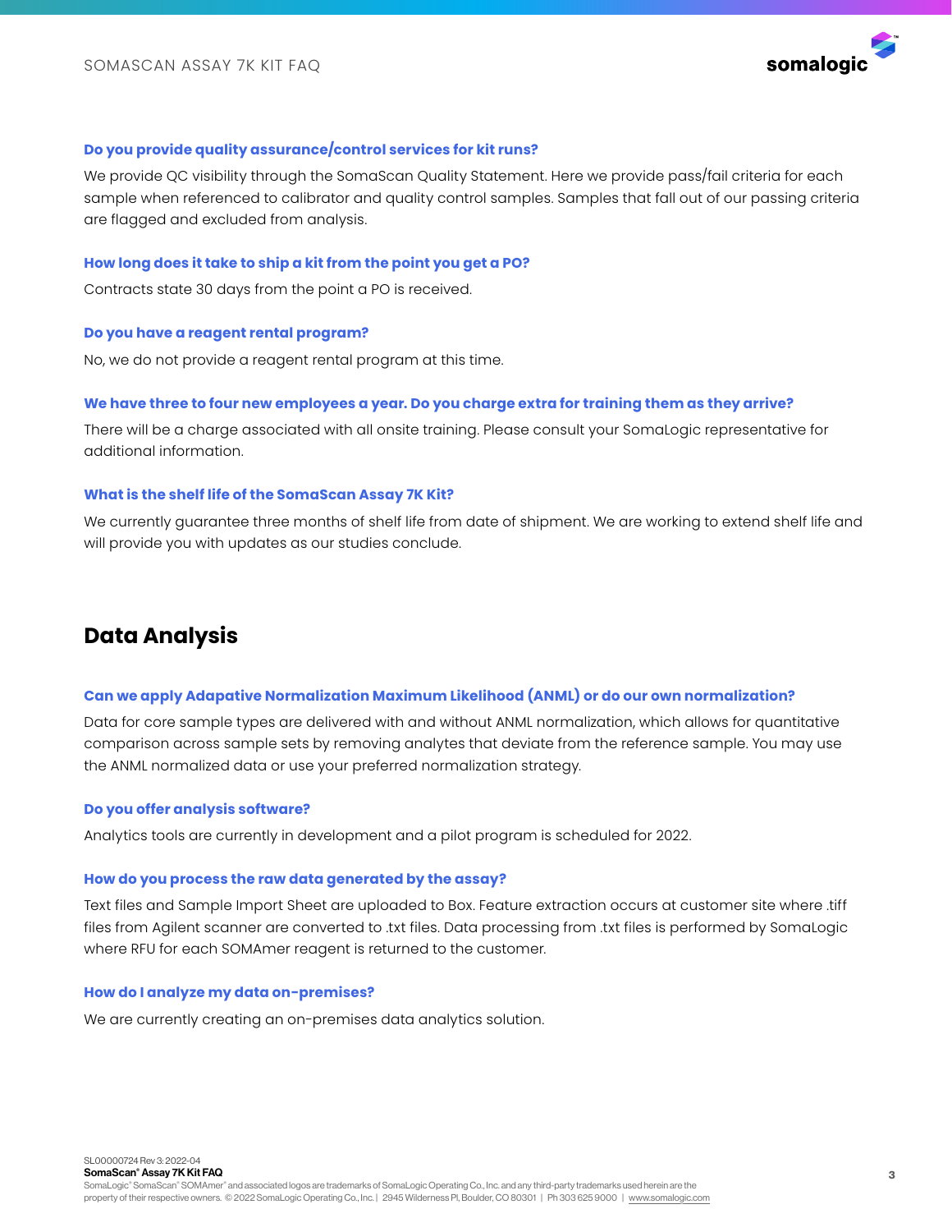### Do you provide quality assurance/control services for kit runs?

We provide QC visibility through the SomaScan Quality Statement. Here we provide pass/fail criteria for each sample when referenced to calibrator and quality control samples. Samples that fall out of our passing criteria are flagged and excluded from analysis.

### How long does it take to ship a kit from the point you get a PO?

Contracts state 30 days from the point a PO is received.

### Do you have a reagent rental program?

No, we do not provide a reagent rental program at this time.

### We have three to four new employees a year. Do you charge extra for training them as they arrive?

There will be a charge associated with all onsite training. Please consult your SomaLogic representative for additional information.

### What is the shelf life of the SomaScan Assay 7K Kit?

We currently guarantee three months of shelf life from date of shipment. We are working to extend shelf life and will provide you with updates as our studies conclude.

## Data Analysis

### Can we apply Adapative Normalization Maximum Likelihood (ANML) or do our own normalization?

Data for core sample types are delivered with and without ANML normalization, which allows for quantitative comparison across sample sets by removing analytes that deviate from the reference sample. You may use the ANML normalized data or use your preferred normalization strategy.

### Do you offer analysis software?

Analytics tools are currently in development and a pilot program is scheduled for 2022.

### How do you process the raw data generated by the assay?

Text files and Sample Import Sheet are uploaded to Box. Feature extraction occurs at customer site where .tiff files from Agilent scanner are converted to .txt files. Data processing from .txt files is performed by SomaLogic where RFU for each SOMAmer reagent is returned to the customer.

### How do I analyze my data on-premises?

We are currently creating an on-premises data analytics solution.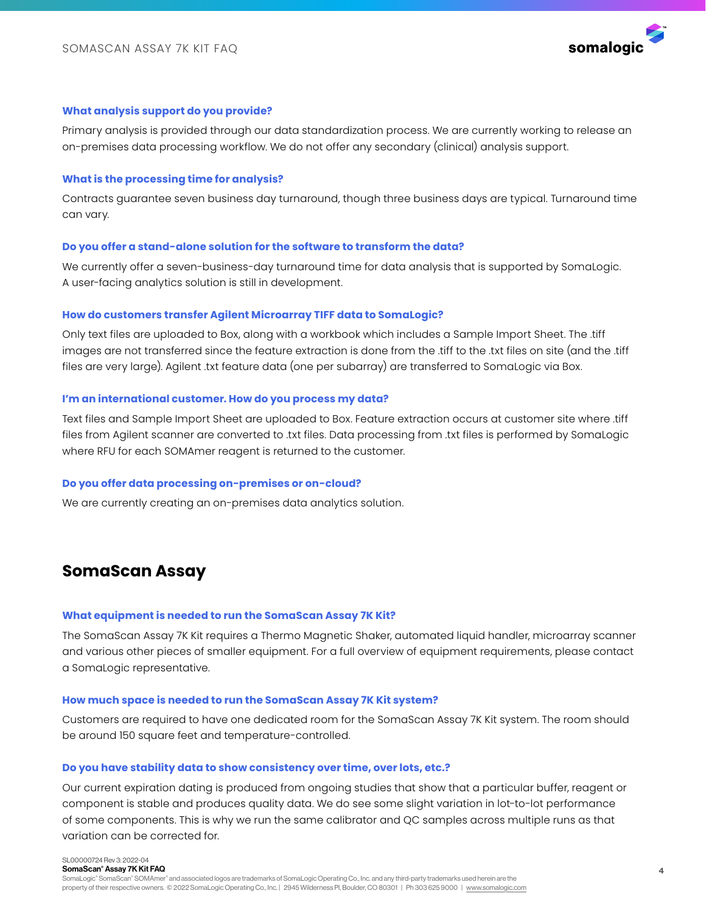### What analysis support do you provide?

Primary analysis is provided through our data standardization process. We are currently working to release an on-premises data processing workflow. We do not offer any secondary (clinical) analysis support.

### What is the processing time for analysis?

Contracts guarantee seven business day turnaround, though three business days are typical. Turnaround time can vary.

### Do you offer a stand-alone solution for the software to transform the data?

We currently offer a seven-business-day turnaround time for data analysis that is supported by SomaLogic. A user-facing analytics solution is still in development.

### How do customers transfer Agilent Microarray TIFF data to SomaLogic?

Only text files are uploaded to Box, along with a workbook which includes a Sample Import Sheet. The .tiff images are not transferred since the feature extraction is done from the .tiff to the .txt files on site (and the .tiff files are very large). Agilent .txt feature data (one per subarray) are transferred to SomaLogic via Box.

### I'm an international customer. How do you process my data?

Text files and Sample Import Sheet are uploaded to Box. Feature extraction occurs at customer site where .tiff files from Agilent scanner are converted to .txt files. Data processing from .txt files is performed by SomaLogic where RFU for each SOMAmer reagent is returned to the customer.

### Do you offer data processing on-premises or on-cloud?

We are currently creating an on-premises data analytics solution.

## SomaScan Assay

### What equipment is needed to run the SomaScan Assay 7K Kit?

The SomaScan Assay 7K Kit requires a Thermo Magnetic Shaker, automated liquid handler, microarray scanner and various other pieces of smaller equipment. For a full overview of equipment requirements, please contact a SomaLogic representative.

### How much space is needed to run the SomaScan Assay 7K Kit system?

Customers are required to have one dedicated room for the SomaScan Assay 7K Kit system. The room should be around 150 square feet and temperature-controlled.

### Do you have stability data to show consistency over time, over lots, etc.?

Our current expiration dating is produced from ongoing studies that show that a particular buffer, reagent or component is stable and produces quality data. We do see some slight variation in lot-to-lot performance of some components. This is why we run the same calibrator and QC samples across multiple runs as that variation can be corrected for.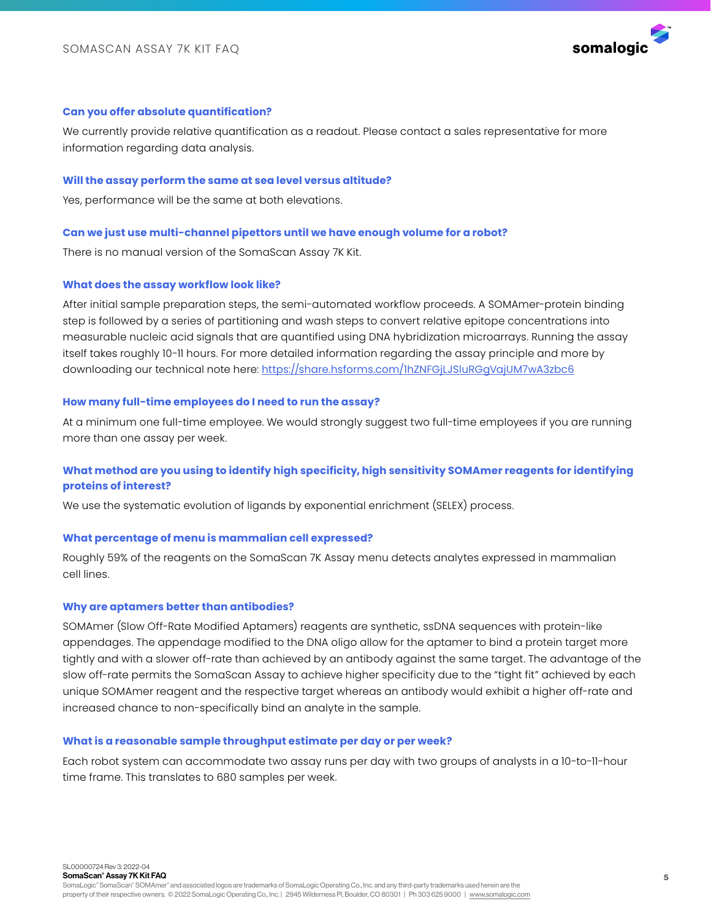### Can you offer absolute quantification?

We currently provide relative quantification as a readout. Please contact a sales representative for more information regarding data analysis.

### Will the assay perform the same at sea level versus altitude?

Yes, performance will be the same at both elevations.

### Can we just use multi-channel pipettors until we have enough volume for a robot?

There is no manual version of the SomaScan Assay 7K Kit.

### What does the assay workflow look like?

After initial sample preparation steps, the semi-automated workflow proceeds. A SOMAmer-protein binding step is followed by a series of partitioning and wash steps to convert relative epitope concentrations into measurable nucleic acid signals that are quantified using DNA hybridization microarrays. Running the assay itself takes roughly 10-11 hours. For more detailed information regarding the assay principle and more by downloading our technical note here: https://share.hsforms.com/1hZNFGjLJSluRGgVajUM7wA3zbc6

### How many full-time employees do I need to run the assay?

At a minimum one full-time employee. We would strongly suggest two full-time employees if you are running more than one assay per week.

### What method are you using to identify high specificity, high sensitivity SOMAmer reagents for identifying proteins of interest?

We use the systematic evolution of ligands by exponential enrichment (SELEX) process.

### What percentage of menu is mammalian cell expressed?

Roughly 59% of the reagents on the SomaScan 7K Assay menu detects analytes expressed in mammalian cell lines.

### Why are aptamers better than antibodies?

SOMAmer (Slow Off-Rate Modified Aptamers) reagents are synthetic, ssDNA sequences with protein-like appendages. The appendage modified to the DNA oligo allow for the aptamer to bind a protein target more tightly and with a slower off-rate than achieved by an antibody against the same target. The advantage of the slow off-rate permits the SomaScan Assay to achieve higher specificity due to the "tight fit" achieved by each unique SOMAmer reagent and the respective target whereas an antibody would exhibit a higher off-rate and increased chance to non-specifically bind an analyte in the sample.

### What is a reasonable sample throughput estimate per day or per week?

Each robot system can accommodate two assay runs per day with two groups of analysts in a 10-to-11-hour time frame. This translates to 680 samples per week.